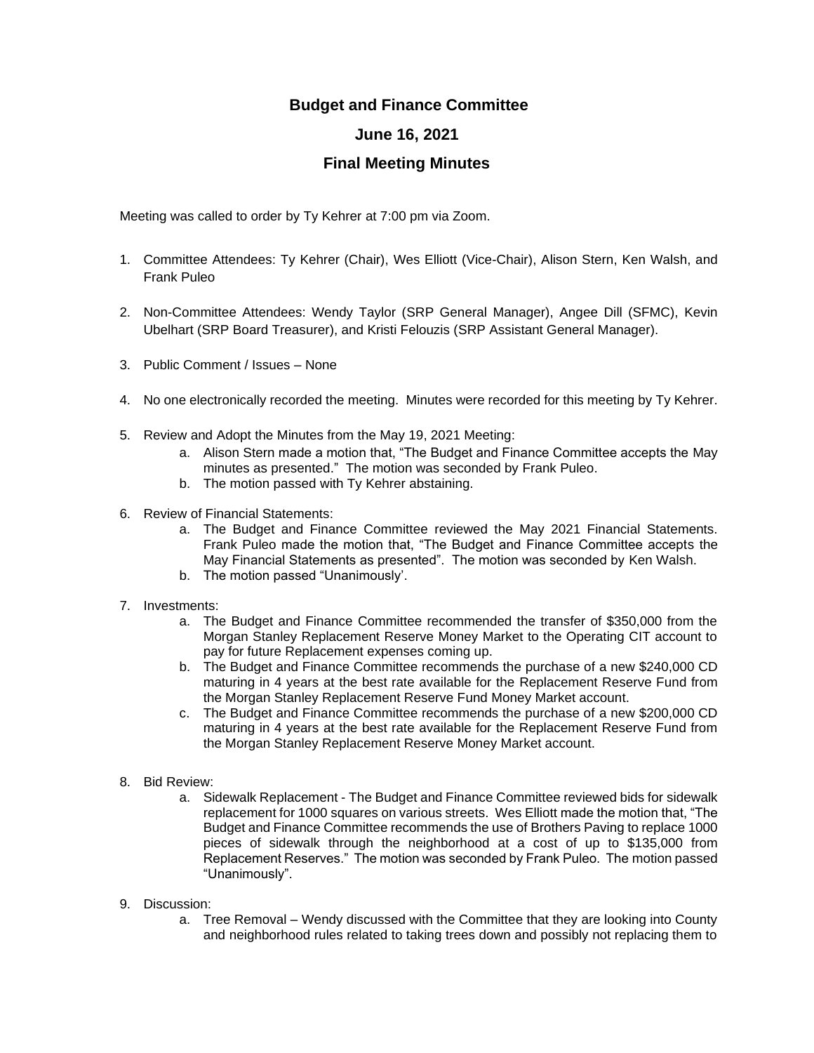# Budget and Finance Committee

## June 16, 2021

## Final Meeting Minutes

Meeting was called to order by Ty Kehrer at 7:00 pm via Zoom.

1. Committee Attendees: Ty Kehrer (Chair), Wes Elliott (Vice-Chair), Alison Stern, Ken Walsh, and Frank Puleo

2. Non-Committee Attendees: Wendy Taylor (SRP General Manager), Angee Dill (SFMC), Kevin Ubelhart (SRP Board Treasurer), and Kristi Felouzis (SRP Assistant General Manager).

3. Public Comment / Issues – None

4. No one electronically recorded the meeting. Minutes were recorded for this meeting by Ty Kehrer.

5. Review and Adopt the Minutes from the May 19, 2021 Meeting:
   a. Alison Stern made a motion that, "The Budget and Finance Committee accepts the May minutes as presented." The motion was seconded by Frank Puleo.
   b. The motion passed with Ty Kehrer abstaining.

6. Review of Financial Statements:
   a. The Budget and Finance Committee reviewed the May 2021 Financial Statements. Frank Puleo made the motion that, "The Budget and Finance Committee accepts the May Financial Statements as presented". The motion was seconded by Ken Walsh.
   b. The motion passed "Unanimously'.

7. Investments:
   a. The Budget and Finance Committee recommended the transfer of $350,000 from the Morgan Stanley Replacement Reserve Money Market to the Operating CIT account to pay for future Replacement expenses coming up.
   b. The Budget and Finance Committee recommends the purchase of a new $240,000 CD maturing in 4 years at the best rate available for the Replacement Reserve Fund from the Morgan Stanley Replacement Reserve Fund Money Market account.
   c. The Budget and Finance Committee recommends the purchase of a new $200,000 CD maturing in 4 years at the best rate available for the Replacement Reserve Fund from the Morgan Stanley Replacement Reserve Money Market account.

8. Bid Review:
   a. Sidewalk Replacement - The Budget and Finance Committee reviewed bids for sidewalk replacement for 1000 squares on various streets. Wes Elliott made the motion that, "The Budget and Finance Committee recommends the use of Brothers Paving to replace 1000 pieces of sidewalk through the neighborhood at a cost of up to $135,000 from Replacement Reserves." The motion was seconded by Frank Puleo. The motion passed "Unanimously".

9. Discussion:
   a. Tree Removal – Wendy discussed with the Committee that they are looking into County and neighborhood rules related to taking trees down and possibly not replacing them to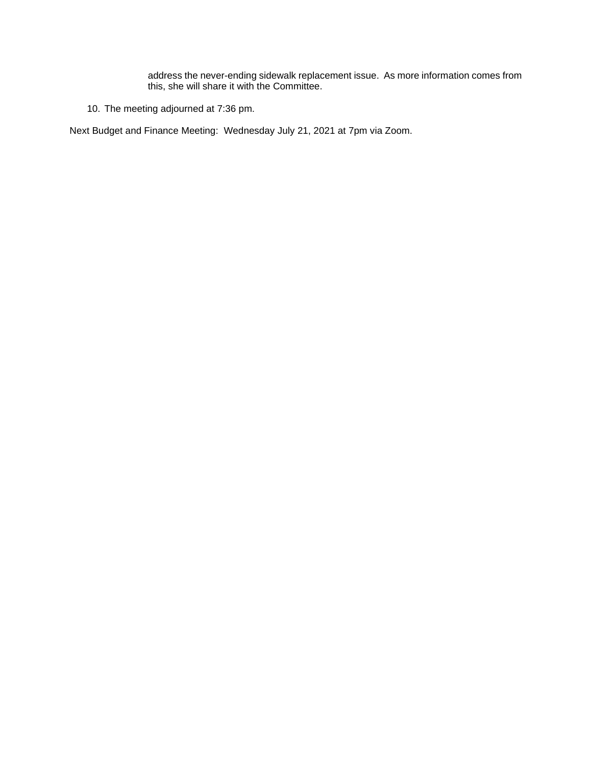address the never-ending sidewalk replacement issue. As more information comes from this, she will share it with the Committee.

10. The meeting adjourned at 7:36 pm.

Next Budget and Finance Meeting: Wednesday July 21, 2021 at 7pm via Zoom.